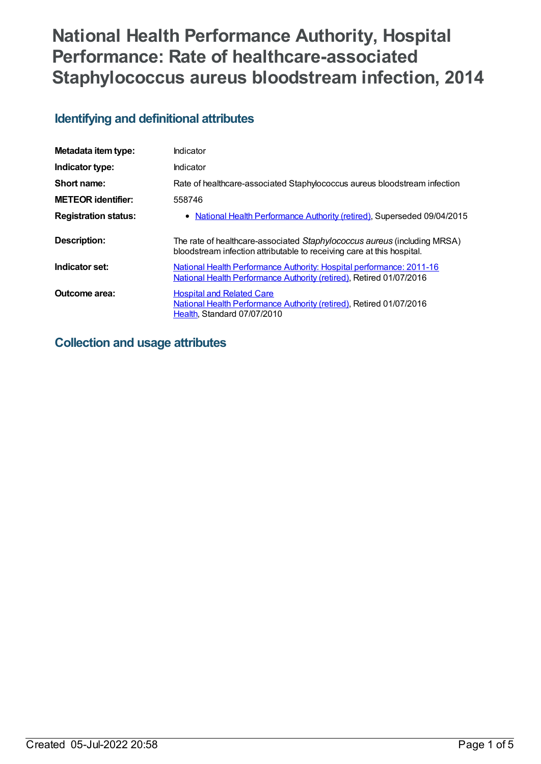# National Health Performance Authority, Hospital Performance: Rate of healthcare-associated Staphylococcus aureus bloodstream infection, 2014

## Identifying and definitional attributes

| | |
|---|---|
| **Metadata item type:** | Indicator |
| **Indicator type:** | Indicator |
| **Short name:** | Rate of healthcare-associated Staphylococcus aureus bloodstream infection |
| **METEOR identifier:** | 558746 |
| **Registration status:** | • National Health Performance Authority (retired), Superseded 09/04/2015 |
| **Description:** | The rate of healthcare-associated *Staphylococcus aureus* (including MRSA) bloodstream infection attributable to receiving care at this hospital. |
| **Indicator set:** | National Health Performance Authority: Hospital performance: 2011-16<br>National Health Performance Authority (retired), Retired 01/07/2016 |
| **Outcome area:** | Hospital and Related Care<br>National Health Performance Authority (retired), Retired 01/07/2016<br>Health, Standard 07/07/2010 |

## Collection and usage attributes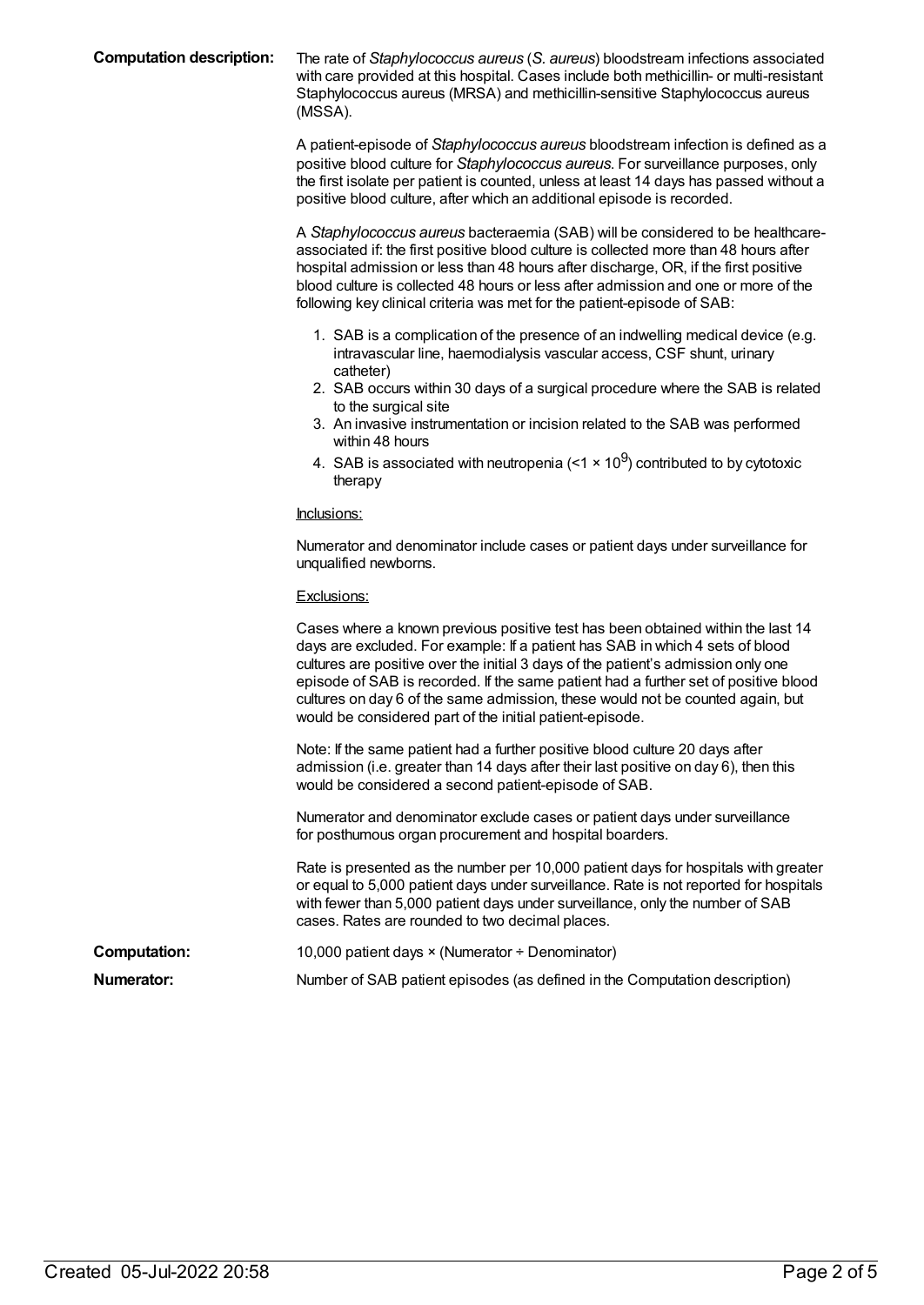**Computation description:** The rate of *Staphylococcus aureus* (*S. aureus*) bloodstream infections associated with care provided at this hospital. Cases include both methicillin- or multi-resistant Staphylococcus aureus (MRSA) and methicillin-sensitive Staphylococcus aureus (MSSA).

A patient-episode of *Staphylococcus aureus* bloodstream infection is defined as a positive blood culture for *Staphylococcus aureus*. For surveillance purposes, only the first isolate per patient is counted, unless at least 14 days has passed without a positive blood culture, after which an additional episode is recorded.

A *Staphylococcus aureus* bacteraemia (SAB) will be considered to be healthcare-associated if: the first positive blood culture is collected more than 48 hours after hospital admission or less than 48 hours after discharge, OR, if the first positive blood culture is collected 48 hours or less after admission and one or more of the following key clinical criteria was met for the patient-episode of SAB:

1. SAB is a complication of the presence of an indwelling medical device (e.g. intravascular line, haemodialysis vascular access, CSF shunt, urinary catheter)
2. SAB occurs within 30 days of a surgical procedure where the SAB is related to the surgical site
3. An invasive instrumentation or incision related to the SAB was performed within 48 hours
4. SAB is associated with neutropenia ($<1 \times 10^9$) contributed to by cytotoxic therapy

Inclusions:

Numerator and denominator include cases or patient days under surveillance for unqualified newborns.

Exclusions:

Cases where a known previous positive test has been obtained within the last 14 days are excluded. For example: If a patient has SAB in which 4 sets of blood cultures are positive over the initial 3 days of the patient's admission only one episode of SAB is recorded. If the same patient had a further set of positive blood cultures on day 6 of the same admission, these would not be counted again, but would be considered part of the initial patient-episode.

Note: If the same patient had a further positive blood culture 20 days after admission (i.e. greater than 14 days after their last positive on day 6), then this would be considered a second patient-episode of SAB.

Numerator and denominator exclude cases or patient days under surveillance for posthumous organ procurement and hospital boarders.

Rate is presented as the number per 10,000 patient days for hospitals with greater or equal to 5,000 patient days under surveillance. Rate is not reported for hospitals with fewer than 5,000 patient days under surveillance, only the number of SAB cases. Rates are rounded to two decimal places.

**Computation:** 10,000 patient days × (Numerator ÷ Denominator)

**Numerator:** Number of SAB patient episodes (as defined in the Computation description)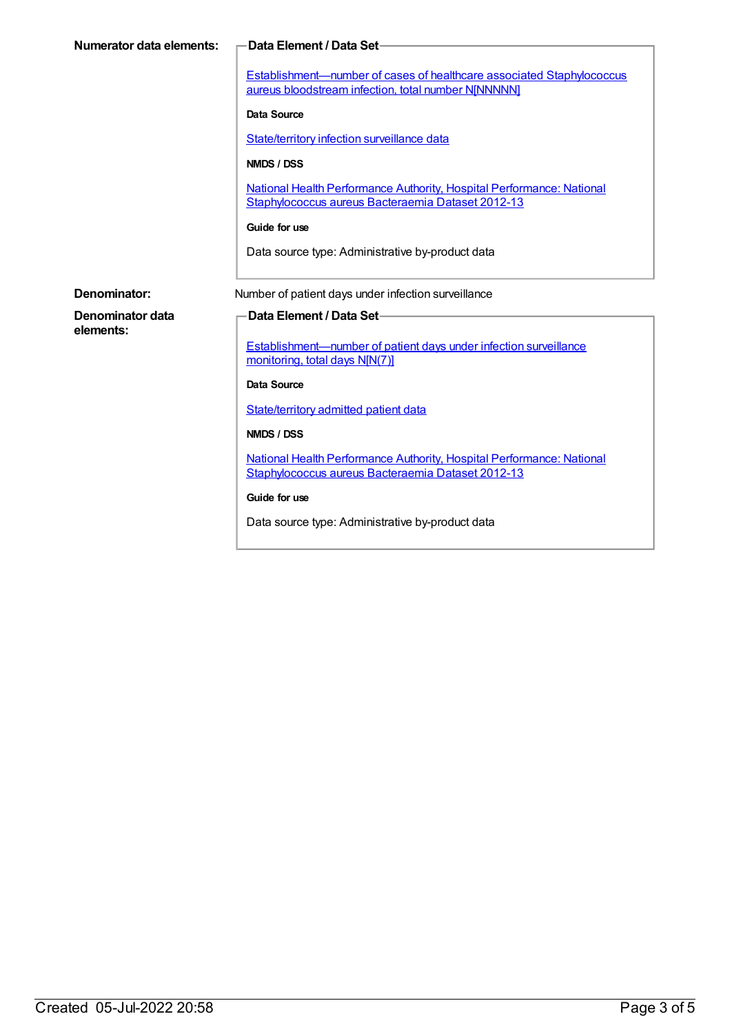**Numerator data elements:**

**Data Element / Data Set**

Establishment—number of cases of healthcare associated Staphylococcus aureus bloodstream infection, total number N[NNNNN]

**Data Source**

State/territory infection surveillance data

**NMDS / DSS**

National Health Performance Authority, Hospital Performance: National Staphylococcus aureus Bacteraemia Dataset 2012-13

**Guide for use**

Data source type: Administrative by-product data

**Denominator:** Number of patient days under infection surveillance

**Denominator data elements:**

**Data Element / Data Set**

Establishment—number of patient days under infection surveillance monitoring, total days N[N(7)]

**Data Source**

State/territory admitted patient data

**NMDS / DSS**

National Health Performance Authority, Hospital Performance: National Staphylococcus aureus Bacteraemia Dataset 2012-13

**Guide for use**

Data source type: Administrative by-product data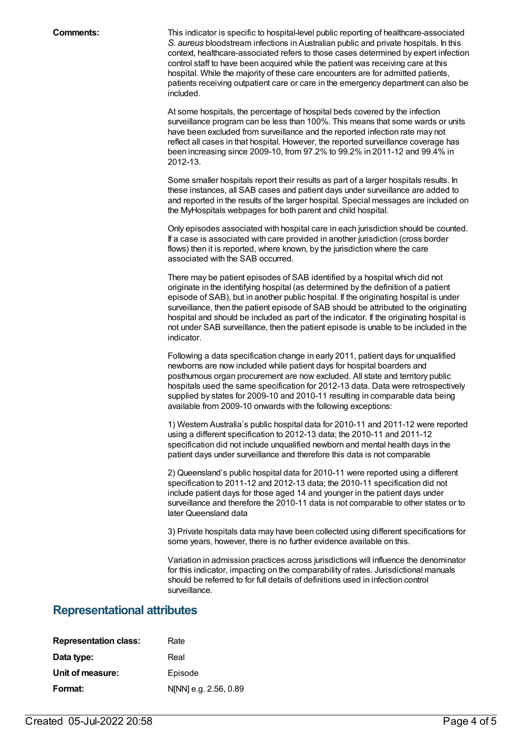**Comments:**

This indicator is specific to hospital-level public reporting of healthcare-associated *S. aureus* bloodstream infections in Australian public and private hospitals. In this context, healthcare-associated refers to those cases determined by expert infection control staff to have been acquired while the patient was receiving care at this hospital. While the majority of these care encounters are for admitted patients, patients receiving outpatient care or care in the emergency department can also be included.

At some hospitals, the percentage of hospital beds covered by the infection surveillance program can be less than 100%. This means that some wards or units have been excluded from surveillance and the reported infection rate may not reflect all cases in that hospital. However, the reported surveillance coverage has been increasing since 2009-10, from 97.2% to 99.2% in 2011-12 and 99.4% in 2012-13.

Some smaller hospitals report their results as part of a larger hospitals results. In these instances, all SAB cases and patient days under surveillance are added to and reported in the results of the larger hospital. Special messages are included on the MyHospitals webpages for both parent and child hospital.

Only episodes associated with hospital care in each jurisdiction should be counted. If a case is associated with care provided in another jurisdiction (cross border flows) then it is reported, where known, by the jurisdiction where the care associated with the SAB occurred.

There may be patient episodes of SAB identified by a hospital which did not originate in the identifying hospital (as determined by the definition of a patient episode of SAB), but in another public hospital. If the originating hospital is under surveillance, then the patient episode of SAB should be attributed to the originating hospital and should be included as part of the indicator. If the originating hospital is not under SAB surveillance, then the patient episode is unable to be included in the indicator.

Following a data specification change in early 2011, patient days for unqualified newborns are now included while patient days for hospital boarders and posthumous organ procurement are now excluded. All state and territory public hospitals used the same specification for 2012-13 data. Data were retrospectively supplied by states for 2009-10 and 2010-11 resulting in comparable data being available from 2009-10 onwards with the following exceptions:

1) Western Australia's public hospital data for 2010-11 and 2011-12 were reported using a different specification to 2012-13 data; the 2010-11 and 2011-12 specification did not include unqualified newborn and mental health days in the patient days under surveillance and therefore this data is not comparable

2) Queensland's public hospital data for 2010-11 were reported using a different specification to 2011-12 and 2012-13 data; the 2010-11 specification did not include patient days for those aged 14 and younger in the patient days under surveillance and therefore the 2010-11 data is not comparable to other states or to later Queensland data

3) Private hospitals data may have been collected using different specifications for some years, however, there is no further evidence available on this.

Variation in admission practices across jurisdictions will influence the denominator for this indicator, impacting on the comparability of rates. Jurisdictional manuals should be referred to for full details of definitions used in infection control surveillance.

## Representational attributes

| | |
|---|---|
| **Representation class:** | Rate |
| **Data type:** | Real |
| **Unit of measure:** | Episode |
| **Format:** | N[NN] e.g. 2.56, 0.89 |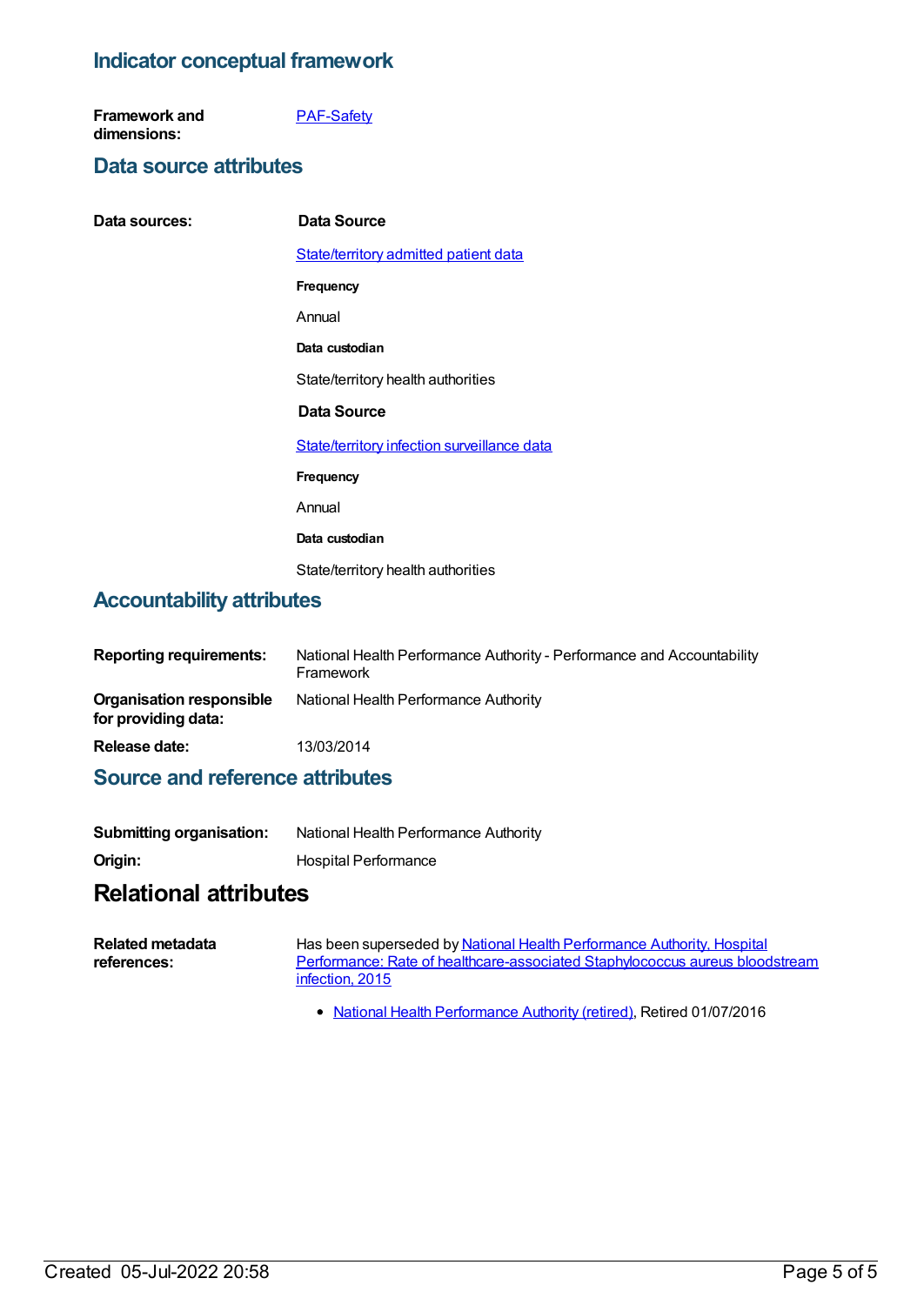## Indicator conceptual framework

**Framework and dimensions:** PAF-Safety

## Data source attributes

**Data sources:**

**Data Source**

State/territory admitted patient data

**Frequency**

Annual

**Data custodian**

State/territory health authorities

**Data Source**

State/territory infection surveillance data

**Frequency**

Annual

**Data custodian**

State/territory health authorities

## Accountability attributes

**Reporting requirements:** National Health Performance Authority - Performance and Accountability Framework

**Organisation responsible for providing data:** National Health Performance Authority

**Release date:** 13/03/2014

## Source and reference attributes

**Submitting organisation:** National Health Performance Authority

**Origin:** Hospital Performance

# Relational attributes

**Related metadata references:**

Has been superseded by National Health Performance Authority, Hospital Performance: Rate of healthcare-associated Staphylococcus aureus bloodstream infection, 2015

- National Health Performance Authority (retired), Retired 01/07/2016